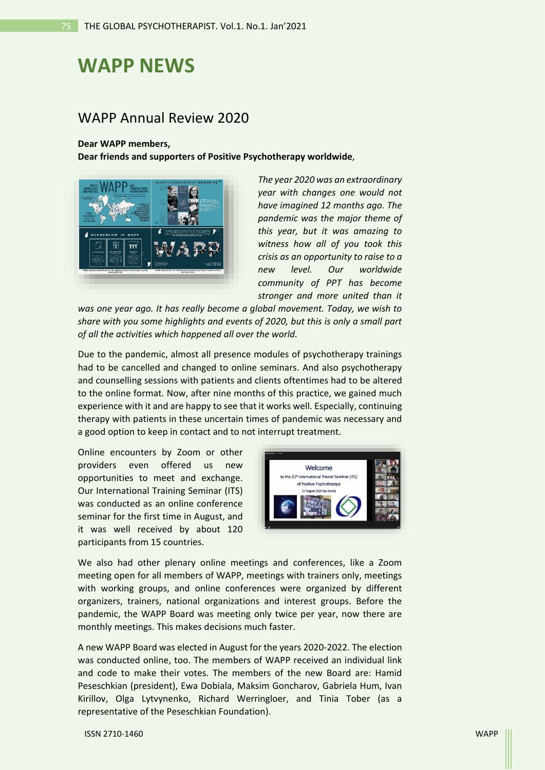# WAPP NEWS

## WAPP Annual Review 2020

**Dear WAPP members,**
**Dear friends and supporters of Positive Psychotherapy worldwide**,

*The year 2020 was an extraordinary year with changes one would not have imagined 12 months ago. The pandemic was the major theme of this year, but it was amazing to witness how all of you took this crisis as an opportunity to raise to a new level. Our worldwide community of PPT has become stronger and more united than it was one year ago. It has really become a global movement. Today, we wish to share with you some highlights and events of 2020, but this is only a small part of all the activities which happened all over the world.*

Due to the pandemic, almost all presence modules of psychotherapy trainings had to be cancelled and changed to online seminars. And also psychotherapy and counselling sessions with patients and clients oftentimes had to be altered to the online format. Now, after nine months of this practice, we gained much experience with it and are happy to see that it works well. Especially, continuing therapy with patients in these uncertain times of pandemic was necessary and a good option to keep in contact and to not interrupt treatment.

Online encounters by Zoom or other providers even offered us new opportunities to meet and exchange. Our International Training Seminar (ITS) was conducted as an online conference seminar for the first time in August, and it was well received by about 120 participants from 15 countries.

We also had other plenary online meetings and conferences, like a Zoom meeting open for all members of WAPP, meetings with trainers only, meetings with working groups, and online conferences were organized by different organizers, trainers, national organizations and interest groups. Before the pandemic, the WAPP Board was meeting only twice per year, now there are monthly meetings. This makes decisions much faster.

A new WAPP Board was elected in August for the years 2020-2022. The election was conducted online, too. The members of WAPP received an individual link and code to make their votes. The members of the new Board are: Hamid Peseschkian (president), Ewa Dobiala, Maksim Goncharov, Gabriela Hum, Ivan Kirillov, Olga Lytvynenko, Richard Werringloer, and Tinia Tober (as a representative of the Peseschkian Foundation).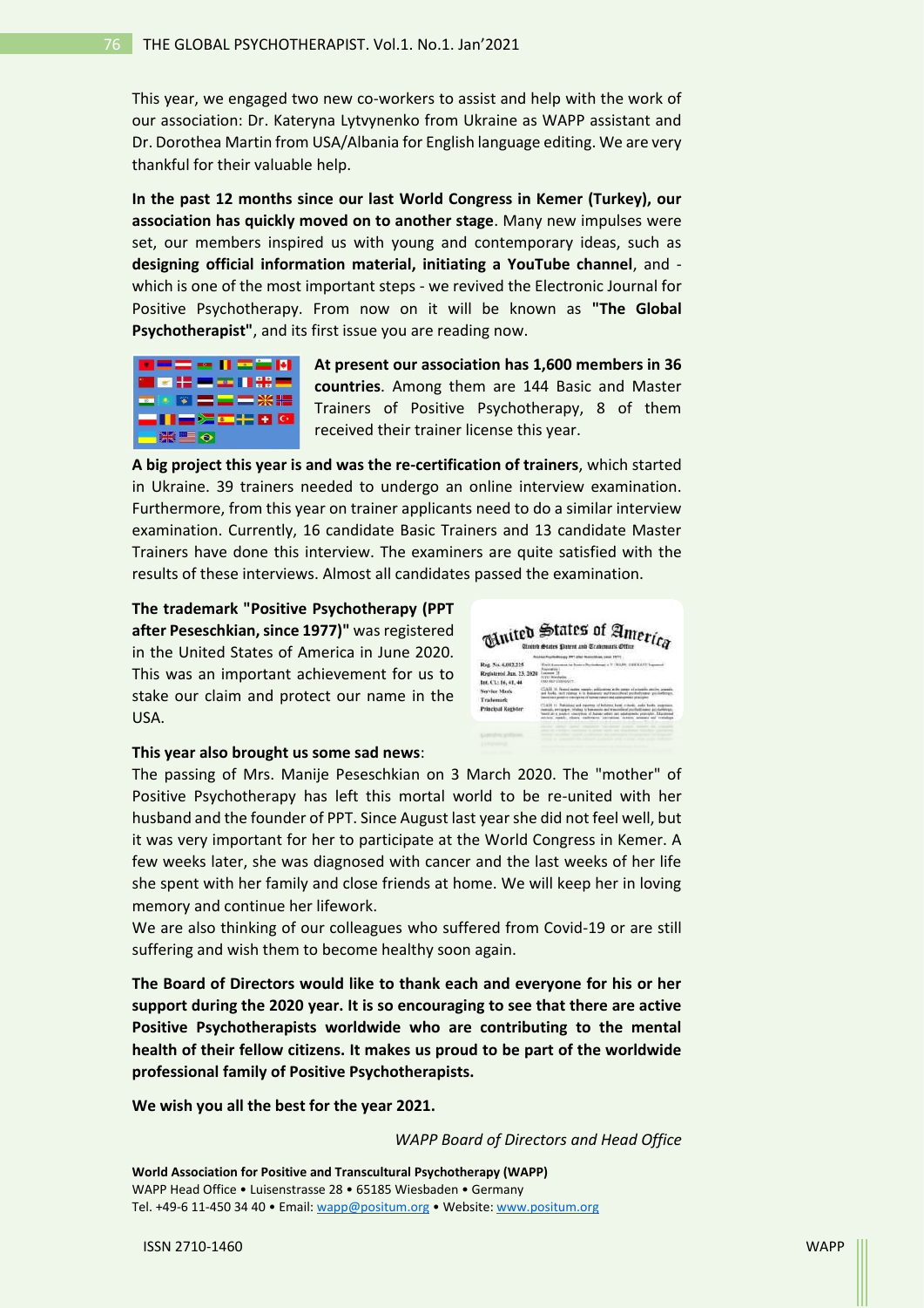This year, we engaged two new co-workers to assist and help with the work of our association: Dr. Kateryna Lytvynenko from Ukraine as WAPP assistant and Dr. Dorothea Martin from USA/Albania for English language editing. We are very thankful for their valuable help.

**In the past 12 months since our last World Congress in Kemer (Turkey), our association has quickly moved on to another stage**. Many new impulses were set, our members inspired us with young and contemporary ideas, such as **designing official information material, initiating a YouTube channel**, and - which is one of the most important steps - we revived the Electronic Journal for Positive Psychotherapy. From now on it will be known as **"The Global Psychotherapist"**, and its first issue you are reading now.

**At present our association has 1,600 members in 36 countries**. Among them are 144 Basic and Master Trainers of Positive Psychotherapy, 8 of them received their trainer license this year.

**A big project this year is and was the re-certification of trainers**, which started in Ukraine. 39 trainers needed to undergo an online interview examination. Furthermore, from this year on trainer applicants need to do a similar interview examination. Currently, 16 candidate Basic Trainers and 13 candidate Master Trainers have done this interview. The examiners are quite satisfied with the results of these interviews. Almost all candidates passed the examination.

**The trademark "Positive Psychotherapy (PPT after Peseschkian, since 1977)"** was registered in the United States of America in June 2020. This was an important achievement for us to stake our claim and protect our name in the USA.

**This year also brought us some sad news**:

The passing of Mrs. Manije Peseschkian on 3 March 2020. The "mother" of Positive Psychotherapy has left this mortal world to be re-united with her husband and the founder of PPT. Since August last year she did not feel well, but it was very important for her to participate at the World Congress in Kemer. A few weeks later, she was diagnosed with cancer and the last weeks of her life she spent with her family and close friends at home. We will keep her in loving memory and continue her lifework.

We are also thinking of our colleagues who suffered from Covid-19 or are still suffering and wish them to become healthy soon again.

**The Board of Directors would like to thank each and everyone for his or her support during the 2020 year. It is so encouraging to see that there are active Positive Psychotherapists worldwide who are contributing to the mental health of their fellow citizens. It makes us proud to be part of the worldwide professional family of Positive Psychotherapists.**

**We wish you all the best for the year 2021.**

*WAPP Board of Directors and Head Office*

**World Association for Positive and Transcultural Psychotherapy (WAPP)**
WAPP Head Office • Luisenstrasse 28 • 65185 Wiesbaden • Germany
Tel. +49-6 11-450 34 40 • Email: wapp@positum.org • Website: www.positum.org